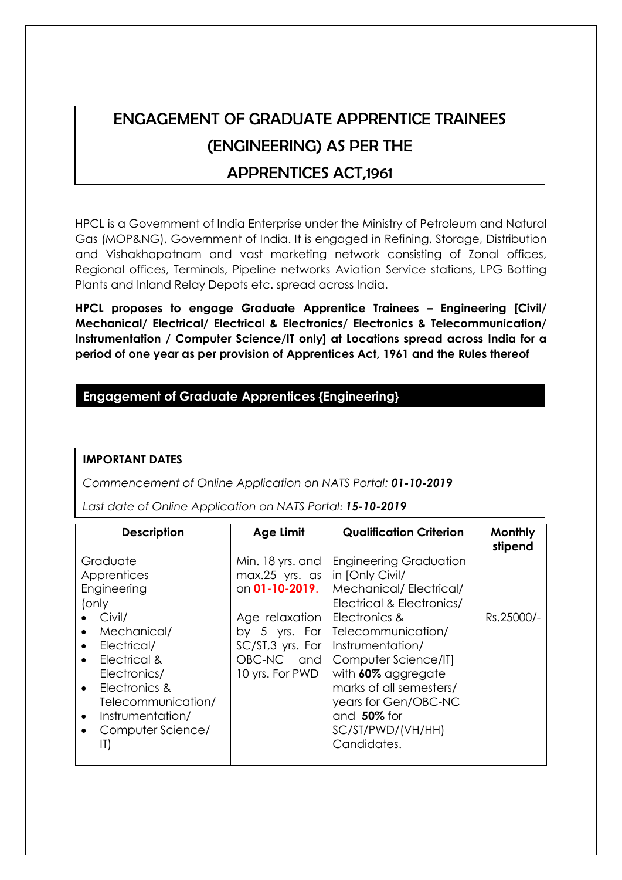# ENGAGEMENT OF GRADUATE APPRENTICE TRAINEES (ENGINEERING) AS PER THE APPRENTICES ACT,1961

HPCL is a Government of India Enterprise under the Ministry of Petroleum and Natural Gas (MOP&NG), Government of India. It is engaged in Refining, Storage, Distribution and Vishakhapatnam and vast marketing network consisting of Zonal offices, Regional offices, Terminals, Pipeline networks Aviation Service stations, LPG Botting Plants and Inland Relay Depots etc. spread across India.

**HPCL proposes to engage Graduate Apprentice Trainees – Engineering [Civil/ Mechanical/ Electrical/ Electrical & Electronics/ Electronics & Telecommunication/ Instrumentation / Computer Science/IT only] at Locations spread across India for a period of one year as per provision of Apprentices Act, 1961 and the Rules thereof**

## Engagement of Graduate Apprentices {Engineering}

**IMPORTANT DATES**

*Commencement of Online Application on NATS Portal: **01-10-2019***

*Last date of Online Application on NATS Portal: **15-10-2019***

| Description | Age Limit | Qualification Criterion | Monthly stipend |
|---|---|---|---|
| Graduate Apprentices Engineering (only<br>• Civil/<br>• Mechanical/<br>• Electrical/<br>• Electrical & Electronics/<br>• Electronics & Telecommunication/<br>• Instrumentation/<br>• Computer Science/ IT) | Min. 18 yrs. and max.25 yrs. as on **01-10-2019**.<br><br>Age relaxation by 5 yrs. For SC/ST,3 yrs. For OBC-NC and 10 yrs. For PWD | Engineering Graduation in [Only Civil/ Mechanical/ Electrical/ Electrical & Electronics/ Electronics & Telecommunication/ Instrumentation/ Computer Science/IT] with **60%** aggregate marks of all semesters/ years for Gen/OBC-NC and **50%** for SC/ST/PWD/(VH/HH) Candidates. | Rs.25000/- |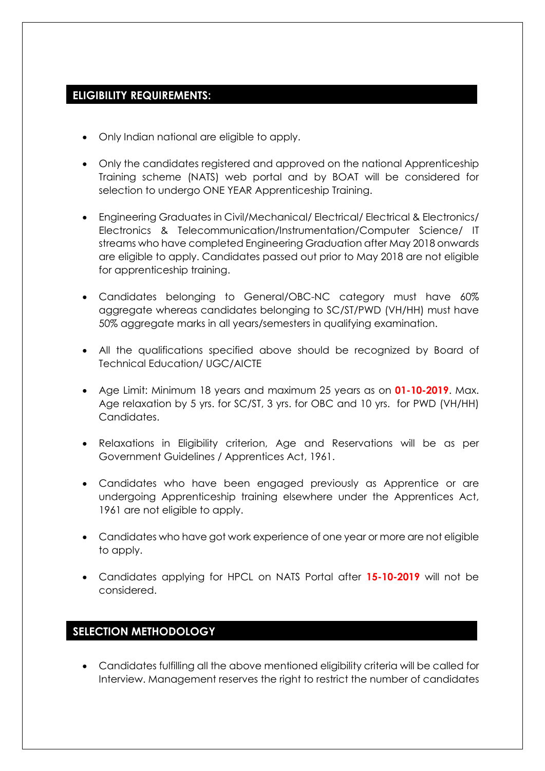## ELIGIBILITY REQUIREMENTS:

- Only Indian national are eligible to apply.
- Only the candidates registered and approved on the national Apprenticeship Training scheme (NATS) web portal and by BOAT will be considered for selection to undergo ONE YEAR Apprenticeship Training.
- Engineering Graduates in Civil/Mechanical/ Electrical/ Electrical & Electronics/ Electronics & Telecommunication/Instrumentation/Computer Science/ IT streams who have completed Engineering Graduation after May 2018 onwards are eligible to apply. Candidates passed out prior to May 2018 are not eligible for apprenticeship training.
- Candidates belonging to General/OBC-NC category must have 60% aggregate whereas candidates belonging to SC/ST/PWD (VH/HH) must have 50% aggregate marks in all years/semesters in qualifying examination.
- All the qualifications specified above should be recognized by Board of Technical Education/ UGC/AICTE
- Age Limit: Minimum 18 years and maximum 25 years as on **01-10-2019**. Max. Age relaxation by 5 yrs. for SC/ST, 3 yrs. for OBC and 10 yrs. for PWD (VH/HH) Candidates.
- Relaxations in Eligibility criterion, Age and Reservations will be as per Government Guidelines / Apprentices Act, 1961.
- Candidates who have been engaged previously as Apprentice or are undergoing Apprenticeship training elsewhere under the Apprentices Act, 1961 are not eligible to apply.
- Candidates who have got work experience of one year or more are not eligible to apply.
- Candidates applying for HPCL on NATS Portal after **15-10-2019** will not be considered.

## SELECTION METHODOLOGY

- Candidates fulfilling all the above mentioned eligibility criteria will be called for Interview. Management reserves the right to restrict the number of candidates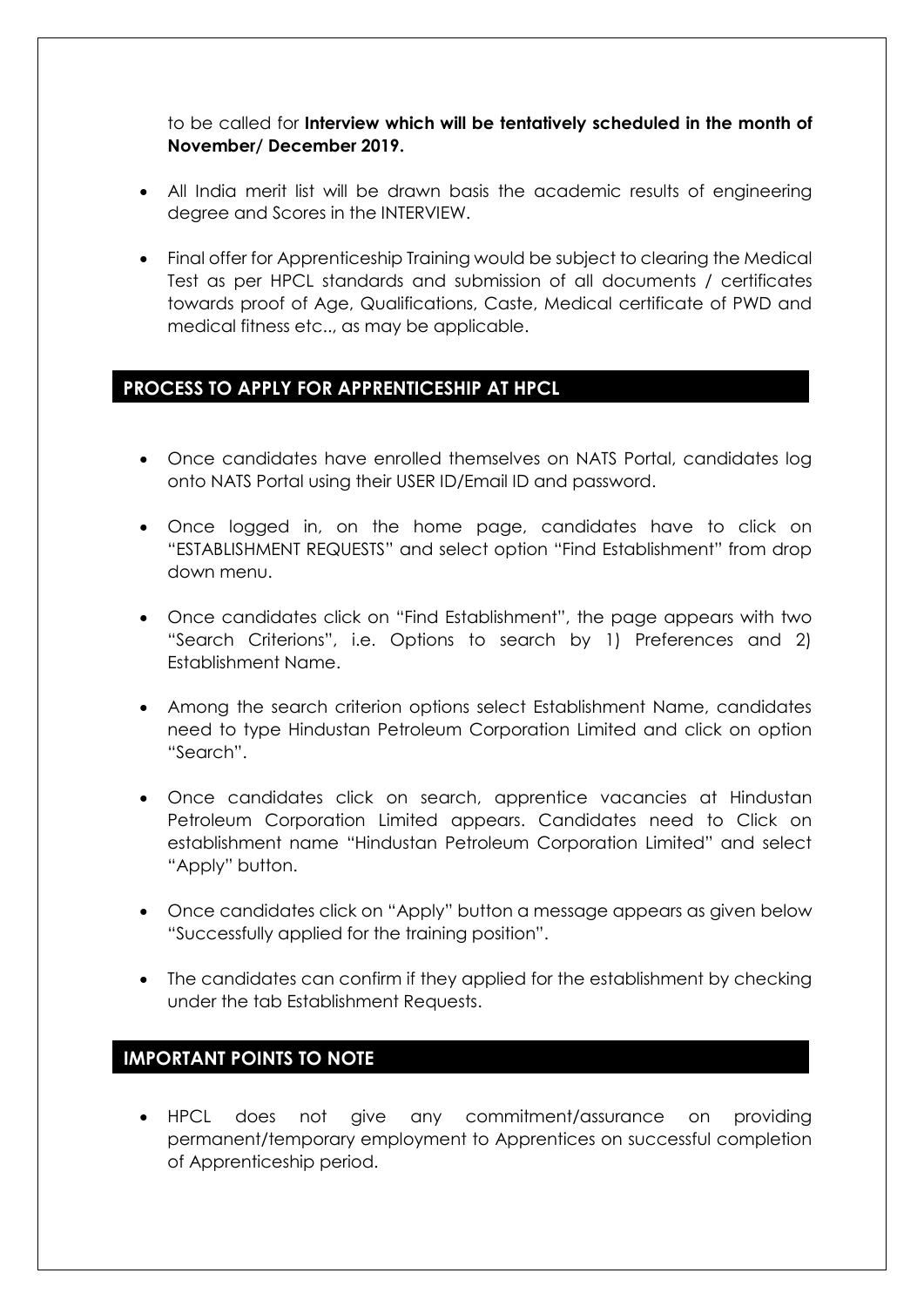to be called for **Interview which will be tentatively scheduled in the month of November/ December 2019.**

- All India merit list will be drawn basis the academic results of engineering degree and Scores in the INTERVIEW.
- Final offer for Apprenticeship Training would be subject to clearing the Medical Test as per HPCL standards and submission of all documents / certificates towards proof of Age, Qualifications, Caste, Medical certificate of PWD and medical fitness etc.., as may be applicable.

## PROCESS TO APPLY FOR APPRENTICESHIP AT HPCL

- Once candidates have enrolled themselves on NATS Portal, candidates log onto NATS Portal using their USER ID/Email ID and password.
- Once logged in, on the home page, candidates have to click on "ESTABLISHMENT REQUESTS" and select option "Find Establishment" from drop down menu.
- Once candidates click on "Find Establishment", the page appears with two "Search Criterions", i.e. Options to search by 1) Preferences and 2) Establishment Name.
- Among the search criterion options select Establishment Name, candidates need to type Hindustan Petroleum Corporation Limited and click on option "Search".
- Once candidates click on search, apprentice vacancies at Hindustan Petroleum Corporation Limited appears. Candidates need to Click on establishment name "Hindustan Petroleum Corporation Limited" and select "Apply" button.
- Once candidates click on "Apply" button a message appears as given below "Successfully applied for the training position".
- The candidates can confirm if they applied for the establishment by checking under the tab Establishment Requests.

## IMPORTANT POINTS TO NOTE

- HPCL does not give any commitment/assurance on providing permanent/temporary employment to Apprentices on successful completion of Apprenticeship period.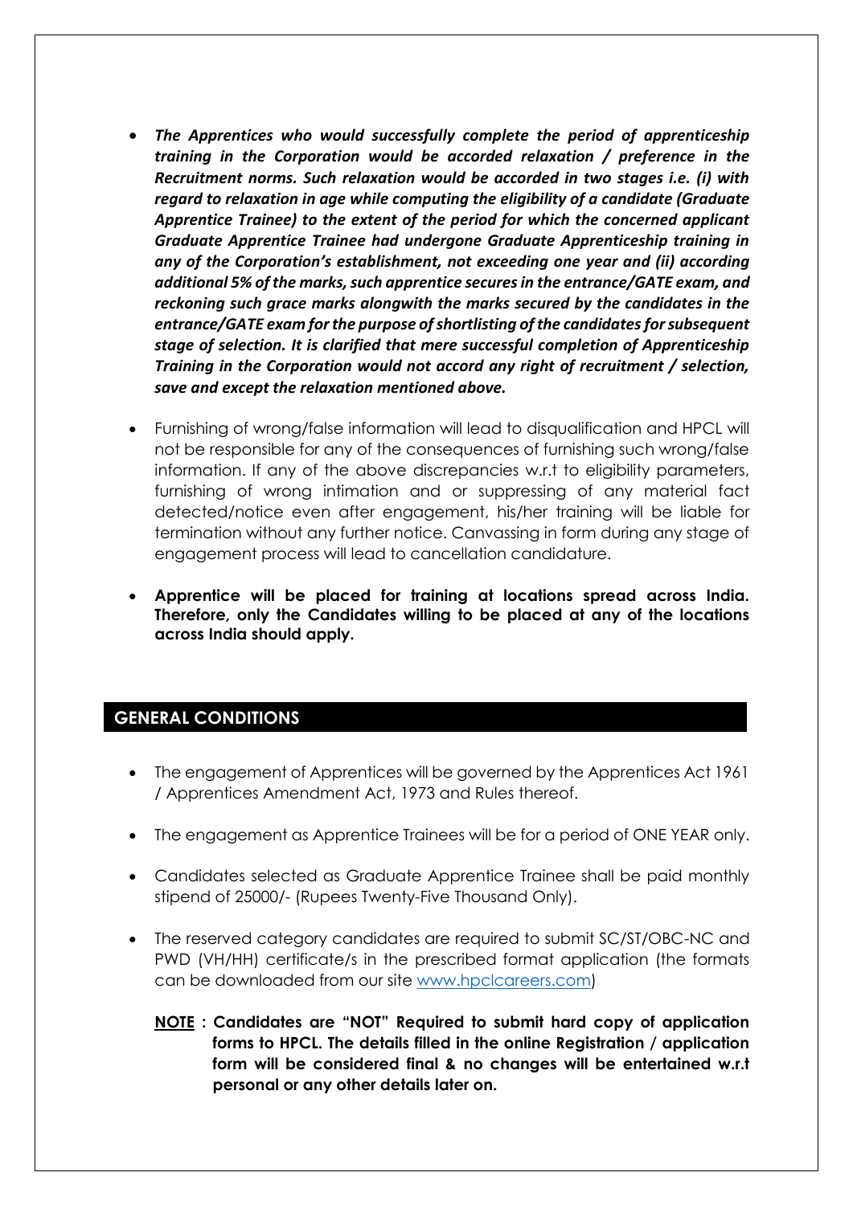- ***The Apprentices who would successfully complete the period of apprenticeship training in the Corporation would be accorded relaxation / preference in the Recruitment norms. Such relaxation would be accorded in two stages i.e. (i) with regard to relaxation in age while computing the eligibility of a candidate (Graduate Apprentice Trainee) to the extent of the period for which the concerned applicant Graduate Apprentice Trainee had undergone Graduate Apprenticeship training in any of the Corporation's establishment, not exceeding one year and (ii) according additional 5% of the marks, such apprentice secures in the entrance/GATE exam, and reckoning such grace marks alongwith the marks secured by the candidates in the entrance/GATE exam for the purpose of shortlisting of the candidates for subsequent stage of selection. It is clarified that mere successful completion of Apprenticeship Training in the Corporation would not accord any right of recruitment / selection, save and except the relaxation mentioned above.***

- Furnishing of wrong/false information will lead to disqualification and HPCL will not be responsible for any of the consequences of furnishing such wrong/false information. If any of the above discrepancies w.r.t to eligibility parameters, furnishing of wrong intimation and or suppressing of any material fact detected/notice even after engagement, his/her training will be liable for termination without any further notice. Canvassing in form during any stage of engagement process will lead to cancellation candidature.

- **Apprentice will be placed for training at locations spread across India. Therefore, only the Candidates willing to be placed at any of the locations across India should apply.**

## GENERAL CONDITIONS

- The engagement of Apprentices will be governed by the Apprentices Act 1961 / Apprentices Amendment Act, 1973 and Rules thereof.

- The engagement as Apprentice Trainees will be for a period of ONE YEAR only.

- Candidates selected as Graduate Apprentice Trainee shall be paid monthly stipend of 25000/- (Rupees Twenty-Five Thousand Only).

- The reserved category candidates are required to submit SC/ST/OBC-NC and PWD (VH/HH) certificate/s in the prescribed format application (the formats can be downloaded from our site [www.hpclcareers.com](www.hpclcareers.com))

  **NOTE : Candidates are "NOT" Required to submit hard copy of application forms to HPCL. The details filled in the online Registration / application form will be considered final & no changes will be entertained w.r.t personal or any other details later on.**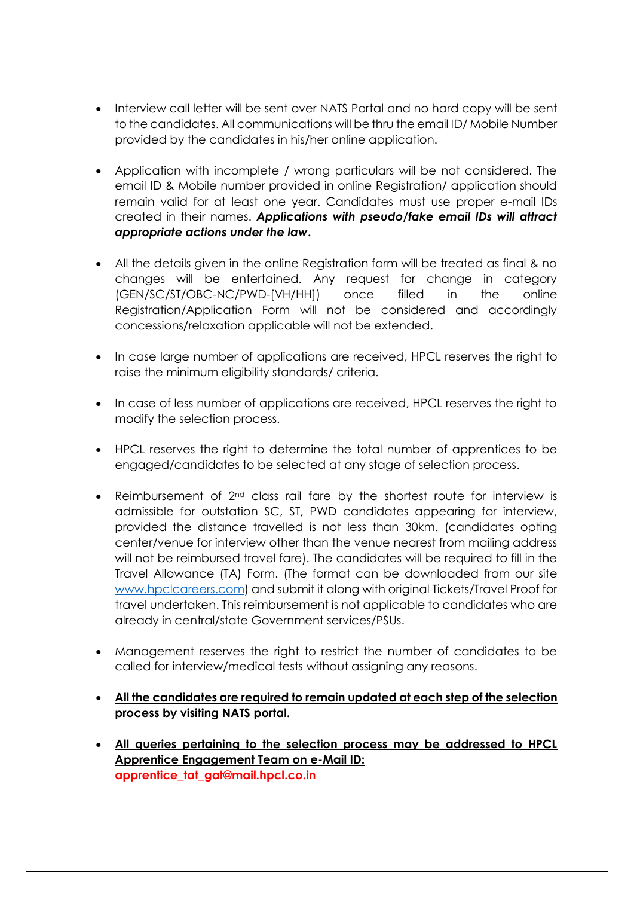- Interview call letter will be sent over NATS Portal and no hard copy will be sent to the candidates. All communications will be thru the email ID/ Mobile Number provided by the candidates in his/her online application.

- Application with incomplete / wrong particulars will be not considered. The email ID & Mobile number provided in online Registration/ application should remain valid for at least one year. Candidates must use proper e-mail IDs created in their names. ***Applications with pseudo/fake email IDs will attract appropriate actions under the law*.**

- All the details given in the online Registration form will be treated as final & no changes will be entertained. Any request for change in category (GEN/SC/ST/OBC-NC/PWD-[VH/HH]) once filled in the online Registration/Application Form will not be considered and accordingly concessions/relaxation applicable will not be extended.

- In case large number of applications are received, HPCL reserves the right to raise the minimum eligibility standards/ criteria.

- In case of less number of applications are received, HPCL reserves the right to modify the selection process.

- HPCL reserves the right to determine the total number of apprentices to be engaged/candidates to be selected at any stage of selection process.

- Reimbursement of 2nd class rail fare by the shortest route for interview is admissible for outstation SC, ST, PWD candidates appearing for interview, provided the distance travelled is not less than 30km. (candidates opting center/venue for interview other than the venue nearest from mailing address will not be reimbursed travel fare). The candidates will be required to fill in the Travel Allowance (TA) Form. (The format can be downloaded from our site www.hpclcareers.com) and submit it along with original Tickets/Travel Proof for travel undertaken. This reimbursement is not applicable to candidates who are already in central/state Government services/PSUs.

- Management reserves the right to restrict the number of candidates to be called for interview/medical tests without assigning any reasons.

- **All the candidates are required to remain updated at each step of the selection process by visiting NATS portal.**

- **All queries pertaining to the selection process may be addressed to HPCL Apprentice Engagement Team on e-Mail ID:**
  **apprentice_tat_gat@mail.hpcl.co.in**